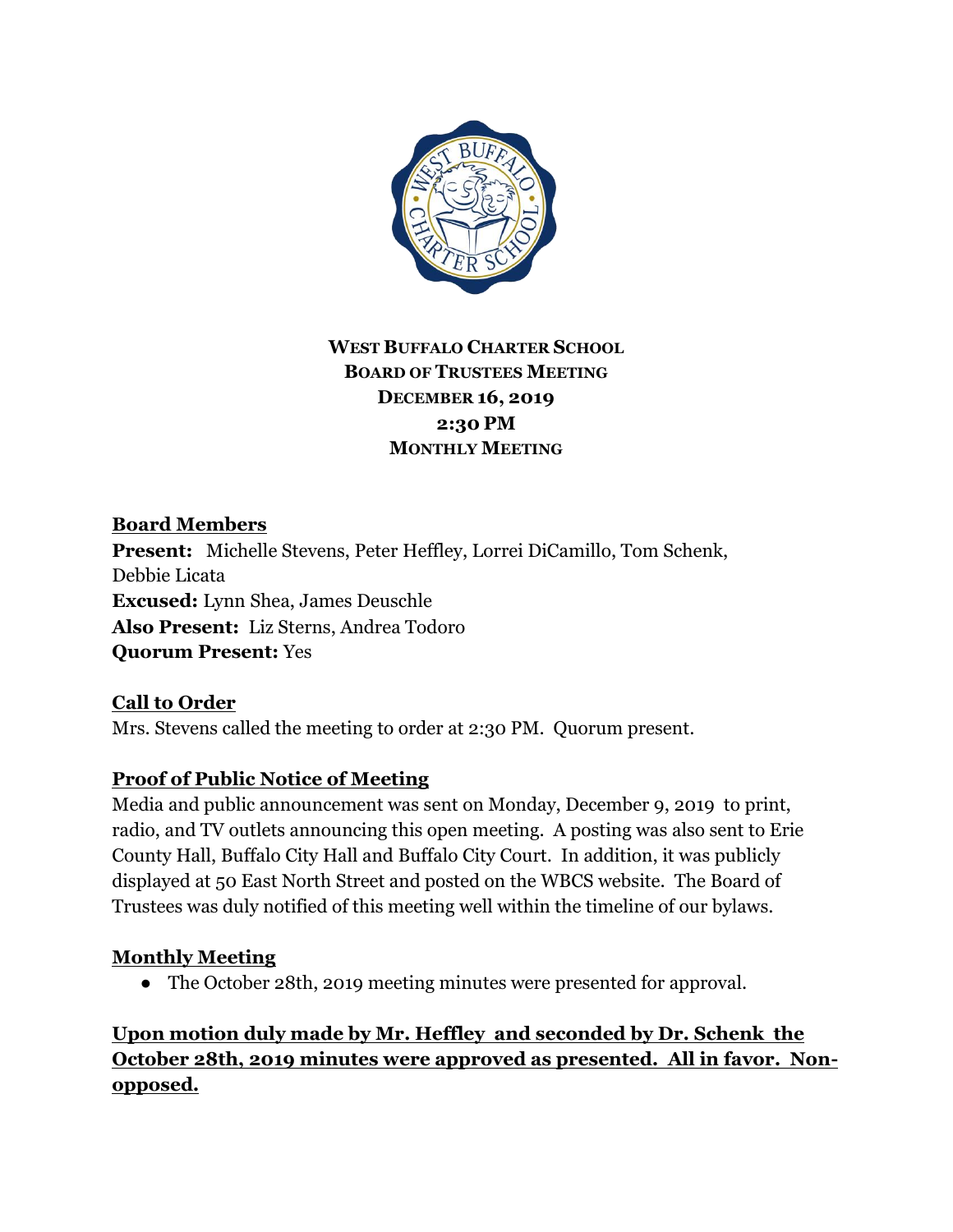# WEST BUFFALO CHARTER SCHOOL
## BOARD OF TRUSTEES MEETING
### DECEMBER 16, 2019
### 2:30 PM
### MONTHLY MEETING

## Board Members

**Present:** Michelle Stevens, Peter Heffley, Lorrei DiCamillo, Tom Schenk, Debbie Licata
**Excused:** Lynn Shea, James Deuschle
**Also Present:** Liz Sterns, Andrea Todoro
**Quorum Present:** Yes

## Call to Order

Mrs. Stevens called the meeting to order at 2:30 PM. Quorum present.

## Proof of Public Notice of Meeting

Media and public announcement was sent on Monday, December 9, 2019 to print, radio, and TV outlets announcing this open meeting. A posting was also sent to Erie County Hall, Buffalo City Hall and Buffalo City Court. In addition, it was publicly displayed at 50 East North Street and posted on the WBCS website. The Board of Trustees was duly notified of this meeting well within the timeline of our bylaws.

## Monthly Meeting

- The October 28th, 2019 meeting minutes were presented for approval.

**Upon motion duly made by Mr. Heffley and seconded by Dr. Schenk the October 28th, 2019 minutes were approved as presented. All in favor. Non-opposed.**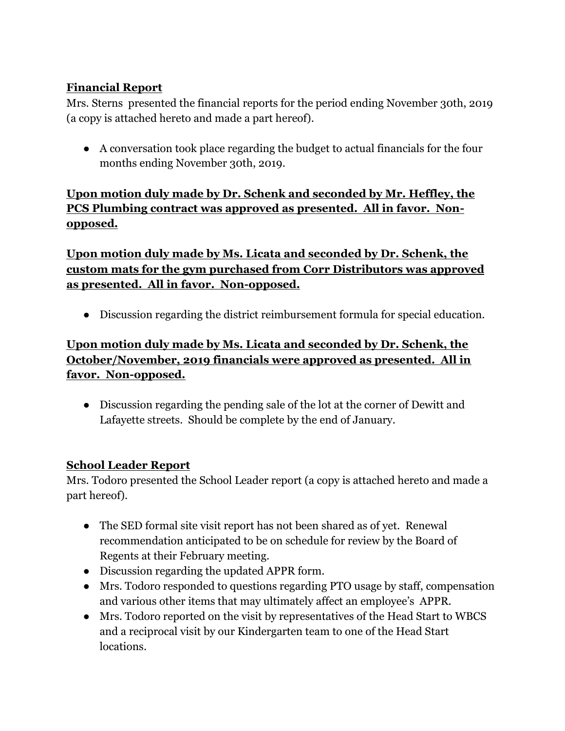**Financial Report**

Mrs. Sterns  presented the financial reports for the period ending November 30th, 2019 (a copy is attached hereto and made a part hereof).

- A conversation took place regarding the budget to actual financials for the four months ending November 30th, 2019.

**Upon motion duly made by Dr. Schenk and seconded by Mr. Heffley, the PCS Plumbing contract was approved as presented.  All in favor.  Non-opposed.**

**Upon motion duly made by Ms. Licata and seconded by Dr. Schenk, the custom mats for the gym purchased from Corr Distributors was approved as presented.  All in favor.  Non-opposed.**

- Discussion regarding the district reimbursement formula for special education.

**Upon motion duly made by Ms. Licata and seconded by Dr. Schenk, the October/November, 2019 financials were approved as presented.  All in favor.  Non-opposed.**

- Discussion regarding the pending sale of the lot at the corner of Dewitt and Lafayette streets.  Should be complete by the end of January.

**School Leader Report**

Mrs. Todoro presented the School Leader report (a copy is attached hereto and made a part hereof).

- The SED formal site visit report has not been shared as of yet.  Renewal recommendation anticipated to be on schedule for review by the Board of Regents at their February meeting.
- Discussion regarding the updated APPR form.
- Mrs. Todoro responded to questions regarding PTO usage by staff, compensation and various other items that may ultimately affect an employee's  APPR.
- Mrs. Todoro reported on the visit by representatives of the Head Start to WBCS and a reciprocal visit by our Kindergarten team to one of the Head Start locations.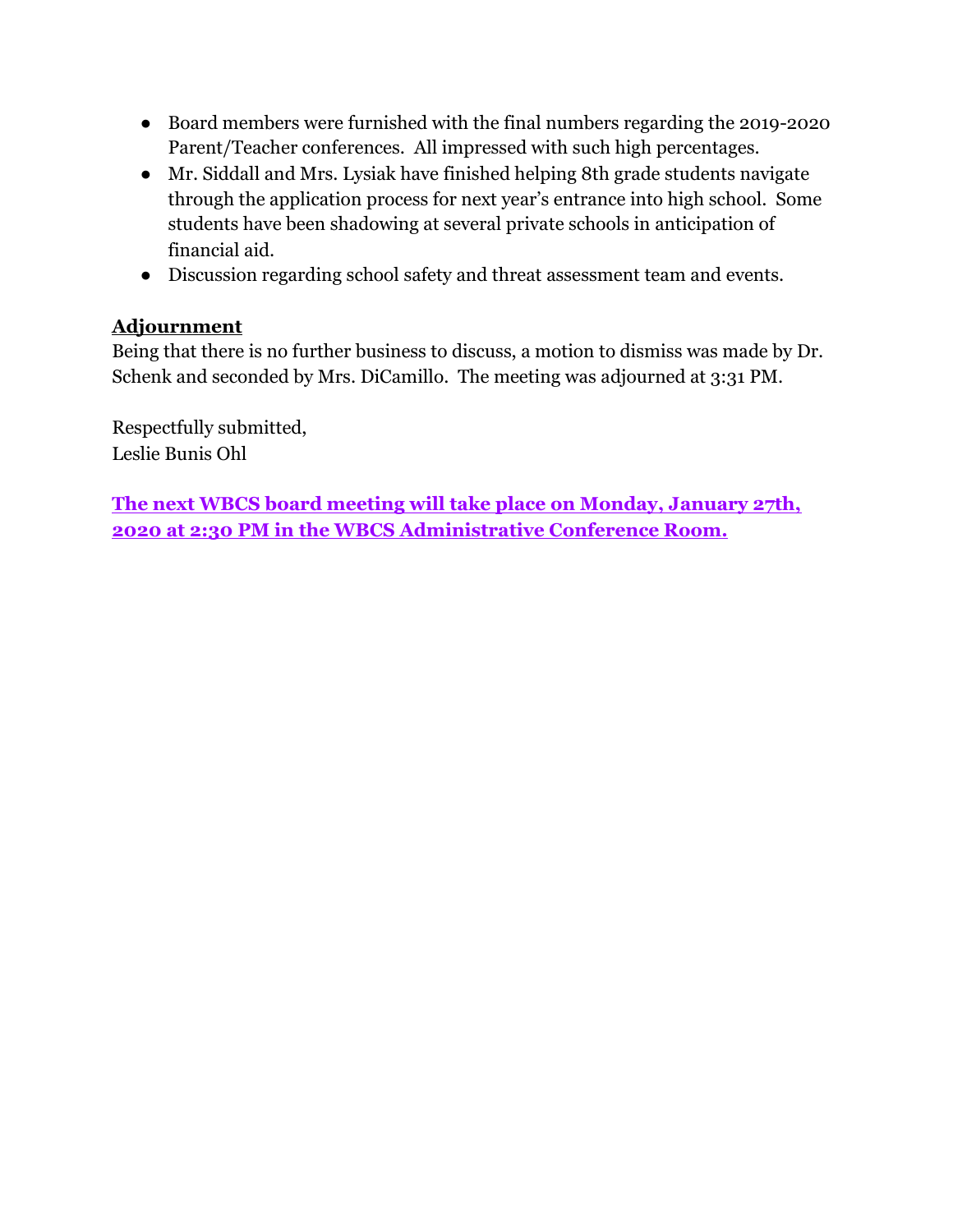- Board members were furnished with the final numbers regarding the 2019-2020 Parent/Teacher conferences. All impressed with such high percentages.
- Mr. Siddall and Mrs. Lysiak have finished helping 8th grade students navigate through the application process for next year's entrance into high school. Some students have been shadowing at several private schools in anticipation of financial aid.
- Discussion regarding school safety and threat assessment team and events.

**Adjournment**

Being that there is no further business to discuss, a motion to dismiss was made by Dr. Schenk and seconded by Mrs. DiCamillo. The meeting was adjourned at 3:31 PM.

Respectfully submitted,
Leslie Bunis Ohl

**The next WBCS board meeting will take place on Monday, January 27th, 2020 at 2:30 PM in the WBCS Administrative Conference Room.**